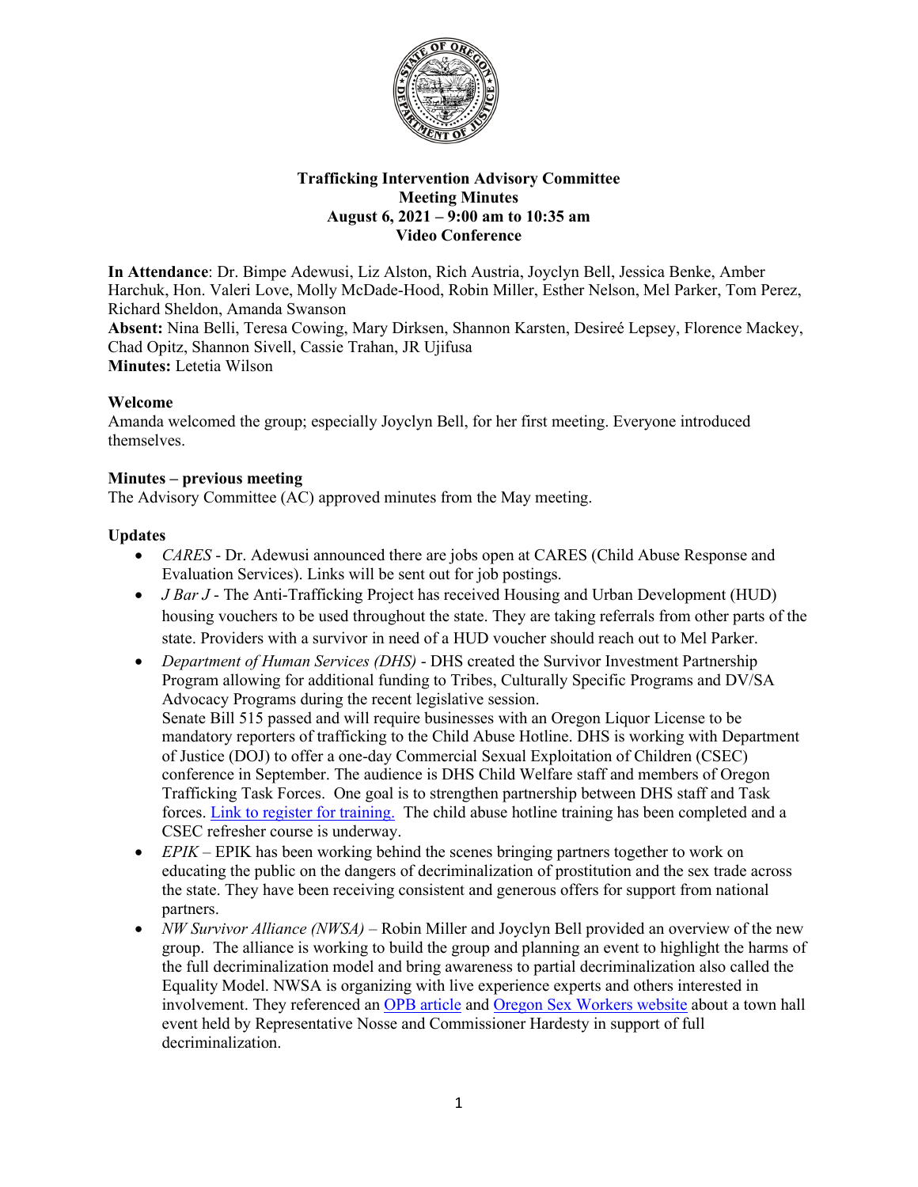**Trafficking Intervention Advisory Committee**
**Meeting Minutes**
**August 6, 2021 – 9:00 am to 10:35 am**
**Video Conference**

**In Attendance**: Dr. Bimpe Adewusi, Liz Alston, Rich Austria, Joyclyn Bell, Jessica Benke, Amber Harchuk, Hon. Valeri Love, Molly McDade-Hood, Robin Miller, Esther Nelson, Mel Parker, Tom Perez, Richard Sheldon, Amanda Swanson
**Absent:** Nina Belli, Teresa Cowing, Mary Dirksen, Shannon Karsten, Desireé Lepsey, Florence Mackey, Chad Opitz, Shannon Sivell, Cassie Trahan, JR Ujifusa
**Minutes:** Letetia Wilson

## Welcome

Amanda welcomed the group; especially Joyclyn Bell, for her first meeting. Everyone introduced themselves.

## Minutes – previous meeting

The Advisory Committee (AC) approved minutes from the May meeting.

## Updates

- *CARES* - Dr. Adewusi announced there are jobs open at CARES (Child Abuse Response and Evaluation Services). Links will be sent out for job postings.
- *J Bar J* - The Anti-Trafficking Project has received Housing and Urban Development (HUD) housing vouchers to be used throughout the state. They are taking referrals from other parts of the state. Providers with a survivor in need of a HUD voucher should reach out to Mel Parker.
- *Department of Human Services (DHS)* - DHS created the Survivor Investment Partnership Program allowing for additional funding to Tribes, Culturally Specific Programs and DV/SA Advocacy Programs during the recent legislative session.
  Senate Bill 515 passed and will require businesses with an Oregon Liquor License to be mandatory reporters of trafficking to the Child Abuse Hotline. DHS is working with Department of Justice (DOJ) to offer a one-day Commercial Sexual Exploitation of Children (CSEC) conference in September. The audience is DHS Child Welfare staff and members of Oregon Trafficking Task Forces. One goal is to strengthen partnership between DHS staff and Task forces. Link to register for training. The child abuse hotline training has been completed and a CSEC refresher course is underway.
- *EPIK* – EPIK has been working behind the scenes bringing partners together to work on educating the public on the dangers of decriminalization of prostitution and the sex trade across the state. They have been receiving consistent and generous offers for support from national partners.
- *NW Survivor Alliance (NWSA)* – Robin Miller and Joyclyn Bell provided an overview of the new group. The alliance is working to build the group and planning an event to highlight the harms of the full decriminalization model and bring awareness to partial decriminalization also called the Equality Model. NWSA is organizing with live experience experts and others interested in involvement. They referenced an OPB article and Oregon Sex Workers website about a town hall event held by Representative Nosse and Commissioner Hardesty in support of full decriminalization.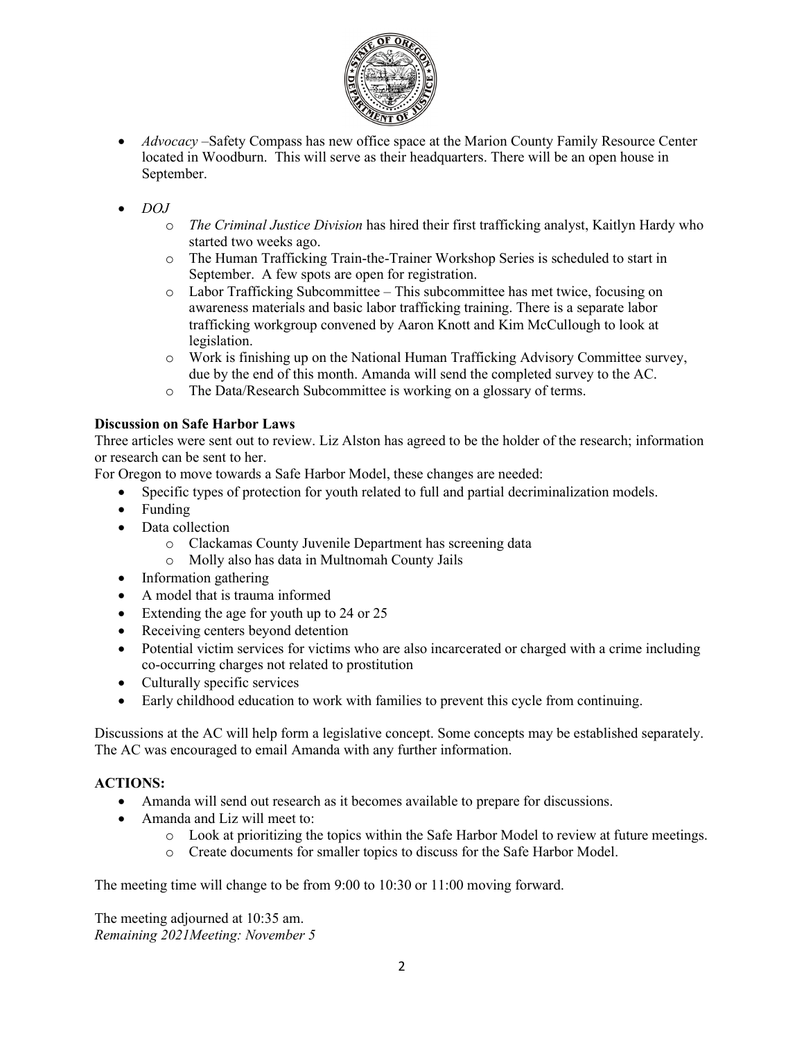- *Advocacy* –Safety Compass has new office space at the Marion County Family Resource Center located in Woodburn. This will serve as their headquarters. There will be an open house in September.

- *DOJ*
  - *The Criminal Justice Division* has hired their first trafficking analyst, Kaitlyn Hardy who started two weeks ago.
  - The Human Trafficking Train-the-Trainer Workshop Series is scheduled to start in September. A few spots are open for registration.
  - Labor Trafficking Subcommittee – This subcommittee has met twice, focusing on awareness materials and basic labor trafficking training. There is a separate labor trafficking workgroup convened by Aaron Knott and Kim McCullough to look at legislation.
  - Work is finishing up on the National Human Trafficking Advisory Committee survey, due by the end of this month. Amanda will send the completed survey to the AC.
  - The Data/Research Subcommittee is working on a glossary of terms.

**Discussion on Safe Harbor Laws**

Three articles were sent out to review. Liz Alston has agreed to be the holder of the research; information or research can be sent to her.

For Oregon to move towards a Safe Harbor Model, these changes are needed:

- Specific types of protection for youth related to full and partial decriminalization models.
- Funding
- Data collection
  - Clackamas County Juvenile Department has screening data
  - Molly also has data in Multnomah County Jails
- Information gathering
- A model that is trauma informed
- Extending the age for youth up to 24 or 25
- Receiving centers beyond detention
- Potential victim services for victims who are also incarcerated or charged with a crime including co-occurring charges not related to prostitution
- Culturally specific services
- Early childhood education to work with families to prevent this cycle from continuing.

Discussions at the AC will help form a legislative concept. Some concepts may be established separately. The AC was encouraged to email Amanda with any further information.

**ACTIONS:**

- Amanda will send out research as it becomes available to prepare for discussions.
- Amanda and Liz will meet to:
  - Look at prioritizing the topics within the Safe Harbor Model to review at future meetings.
  - Create documents for smaller topics to discuss for the Safe Harbor Model.

The meeting time will change to be from 9:00 to 10:30 or 11:00 moving forward.

The meeting adjourned at 10:35 am.

*Remaining 2021Meeting: November 5*